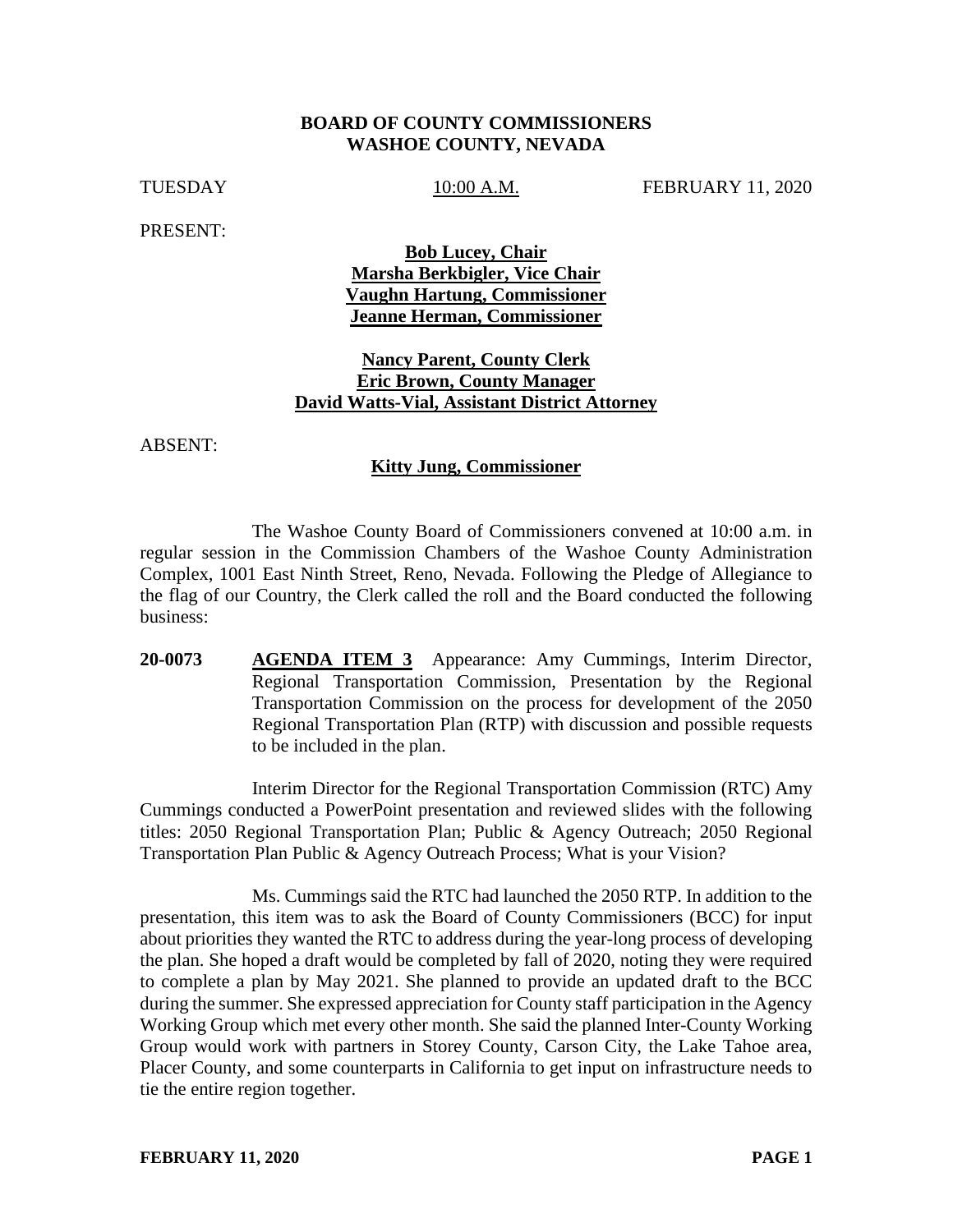**BOARD OF COUNTY COMMISSIONERS**
**WASHOE COUNTY, NEVADA**

TUESDAY 10:00 A.M. FEBRUARY 11, 2020

PRESENT:

**Bob Lucey, Chair**
**Marsha Berkbigler, Vice Chair**
**Vaughn Hartung, Commissioner**
**Jeanne Herman, Commissioner**

**Nancy Parent, County Clerk**
**Eric Brown, County Manager**
**David Watts-Vial, Assistant District Attorney**

ABSENT:

**Kitty Jung, Commissioner**

The Washoe County Board of Commissioners convened at 10:00 a.m. in regular session in the Commission Chambers of the Washoe County Administration Complex, 1001 East Ninth Street, Reno, Nevada. Following the Pledge of Allegiance to the flag of our Country, the Clerk called the roll and the Board conducted the following business:

**20-0073** **AGENDA ITEM 3** Appearance: Amy Cummings, Interim Director, Regional Transportation Commission, Presentation by the Regional Transportation Commission on the process for development of the 2050 Regional Transportation Plan (RTP) with discussion and possible requests to be included in the plan.

Interim Director for the Regional Transportation Commission (RTC) Amy Cummings conducted a PowerPoint presentation and reviewed slides with the following titles: 2050 Regional Transportation Plan; Public & Agency Outreach; 2050 Regional Transportation Plan Public & Agency Outreach Process; What is your Vision?

Ms. Cummings said the RTC had launched the 2050 RTP. In addition to the presentation, this item was to ask the Board of County Commissioners (BCC) for input about priorities they wanted the RTC to address during the year-long process of developing the plan. She hoped a draft would be completed by fall of 2020, noting they were required to complete a plan by May 2021. She planned to provide an updated draft to the BCC during the summer. She expressed appreciation for County staff participation in the Agency Working Group which met every other month. She said the planned Inter-County Working Group would work with partners in Storey County, Carson City, the Lake Tahoe area, Placer County, and some counterparts in California to get input on infrastructure needs to tie the entire region together.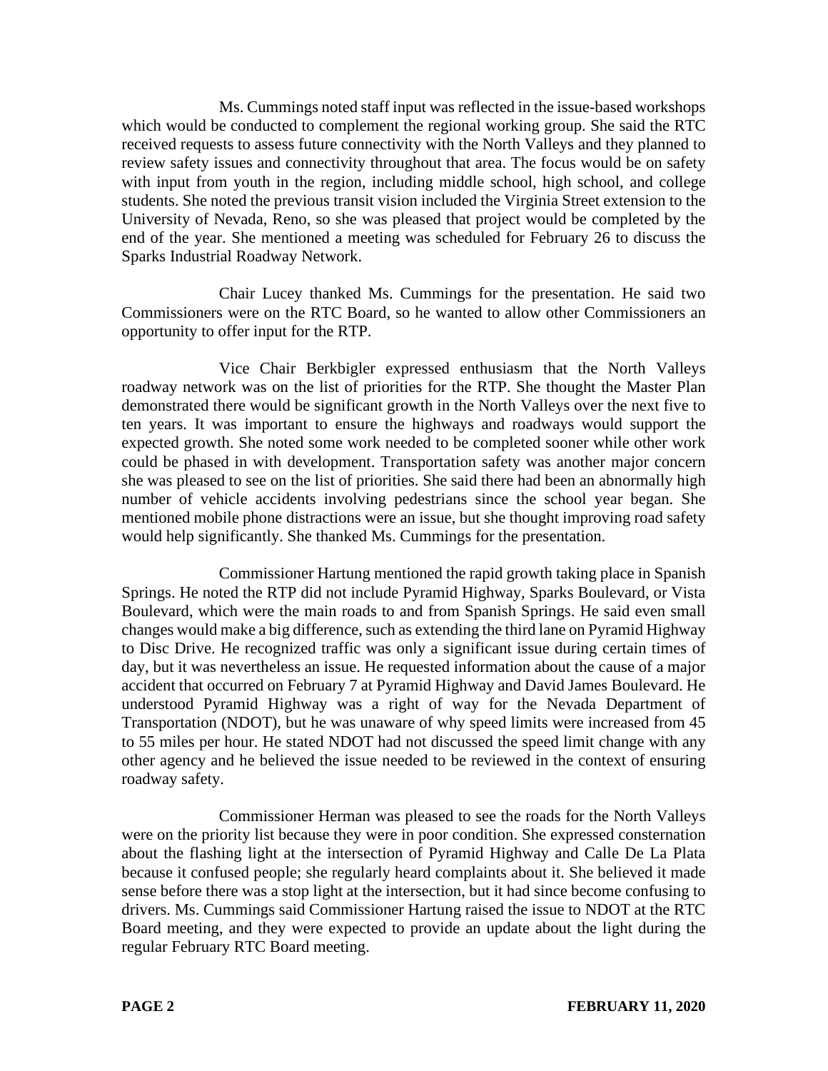Ms. Cummings noted staff input was reflected in the issue-based workshops which would be conducted to complement the regional working group. She said the RTC received requests to assess future connectivity with the North Valleys and they planned to review safety issues and connectivity throughout that area. The focus would be on safety with input from youth in the region, including middle school, high school, and college students. She noted the previous transit vision included the Virginia Street extension to the University of Nevada, Reno, so she was pleased that project would be completed by the end of the year. She mentioned a meeting was scheduled for February 26 to discuss the Sparks Industrial Roadway Network.

Chair Lucey thanked Ms. Cummings for the presentation. He said two Commissioners were on the RTC Board, so he wanted to allow other Commissioners an opportunity to offer input for the RTP.

Vice Chair Berkbigler expressed enthusiasm that the North Valleys roadway network was on the list of priorities for the RTP. She thought the Master Plan demonstrated there would be significant growth in the North Valleys over the next five to ten years. It was important to ensure the highways and roadways would support the expected growth. She noted some work needed to be completed sooner while other work could be phased in with development. Transportation safety was another major concern she was pleased to see on the list of priorities. She said there had been an abnormally high number of vehicle accidents involving pedestrians since the school year began. She mentioned mobile phone distractions were an issue, but she thought improving road safety would help significantly. She thanked Ms. Cummings for the presentation.

Commissioner Hartung mentioned the rapid growth taking place in Spanish Springs. He noted the RTP did not include Pyramid Highway, Sparks Boulevard, or Vista Boulevard, which were the main roads to and from Spanish Springs. He said even small changes would make a big difference, such as extending the third lane on Pyramid Highway to Disc Drive. He recognized traffic was only a significant issue during certain times of day, but it was nevertheless an issue. He requested information about the cause of a major accident that occurred on February 7 at Pyramid Highway and David James Boulevard. He understood Pyramid Highway was a right of way for the Nevada Department of Transportation (NDOT), but he was unaware of why speed limits were increased from 45 to 55 miles per hour. He stated NDOT had not discussed the speed limit change with any other agency and he believed the issue needed to be reviewed in the context of ensuring roadway safety.

Commissioner Herman was pleased to see the roads for the North Valleys were on the priority list because they were in poor condition. She expressed consternation about the flashing light at the intersection of Pyramid Highway and Calle De La Plata because it confused people; she regularly heard complaints about it. She believed it made sense before there was a stop light at the intersection, but it had since become confusing to drivers. Ms. Cummings said Commissioner Hartung raised the issue to NDOT at the RTC Board meeting, and they were expected to provide an update about the light during the regular February RTC Board meeting.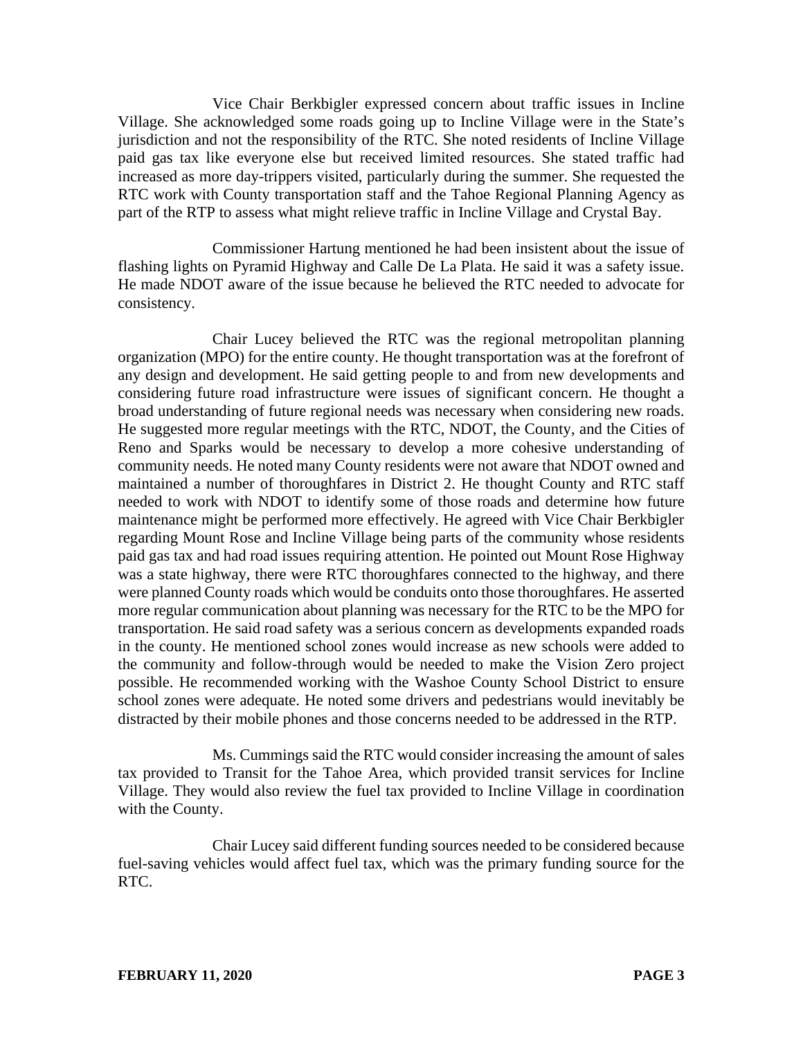Vice Chair Berkbigler expressed concern about traffic issues in Incline Village. She acknowledged some roads going up to Incline Village were in the State's jurisdiction and not the responsibility of the RTC. She noted residents of Incline Village paid gas tax like everyone else but received limited resources. She stated traffic had increased as more day-trippers visited, particularly during the summer. She requested the RTC work with County transportation staff and the Tahoe Regional Planning Agency as part of the RTP to assess what might relieve traffic in Incline Village and Crystal Bay.

Commissioner Hartung mentioned he had been insistent about the issue of flashing lights on Pyramid Highway and Calle De La Plata. He said it was a safety issue. He made NDOT aware of the issue because he believed the RTC needed to advocate for consistency.

Chair Lucey believed the RTC was the regional metropolitan planning organization (MPO) for the entire county. He thought transportation was at the forefront of any design and development. He said getting people to and from new developments and considering future road infrastructure were issues of significant concern. He thought a broad understanding of future regional needs was necessary when considering new roads. He suggested more regular meetings with the RTC, NDOT, the County, and the Cities of Reno and Sparks would be necessary to develop a more cohesive understanding of community needs. He noted many County residents were not aware that NDOT owned and maintained a number of thoroughfares in District 2. He thought County and RTC staff needed to work with NDOT to identify some of those roads and determine how future maintenance might be performed more effectively. He agreed with Vice Chair Berkbigler regarding Mount Rose and Incline Village being parts of the community whose residents paid gas tax and had road issues requiring attention. He pointed out Mount Rose Highway was a state highway, there were RTC thoroughfares connected to the highway, and there were planned County roads which would be conduits onto those thoroughfares. He asserted more regular communication about planning was necessary for the RTC to be the MPO for transportation. He said road safety was a serious concern as developments expanded roads in the county. He mentioned school zones would increase as new schools were added to the community and follow-through would be needed to make the Vision Zero project possible. He recommended working with the Washoe County School District to ensure school zones were adequate. He noted some drivers and pedestrians would inevitably be distracted by their mobile phones and those concerns needed to be addressed in the RTP.

Ms. Cummings said the RTC would consider increasing the amount of sales tax provided to Transit for the Tahoe Area, which provided transit services for Incline Village. They would also review the fuel tax provided to Incline Village in coordination with the County.

Chair Lucey said different funding sources needed to be considered because fuel-saving vehicles would affect fuel tax, which was the primary funding source for the RTC.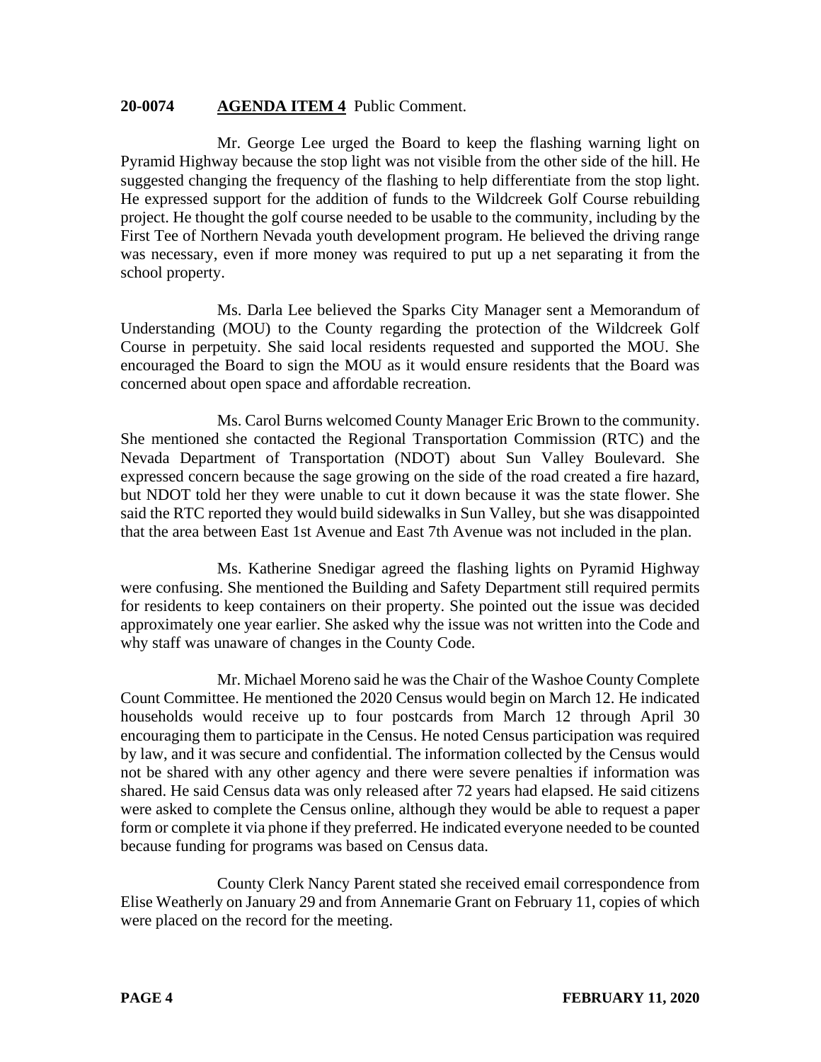**20-0074 AGENDA ITEM 4** Public Comment.

Mr. George Lee urged the Board to keep the flashing warning light on Pyramid Highway because the stop light was not visible from the other side of the hill. He suggested changing the frequency of the flashing to help differentiate from the stop light. He expressed support for the addition of funds to the Wildcreek Golf Course rebuilding project. He thought the golf course needed to be usable to the community, including by the First Tee of Northern Nevada youth development program. He believed the driving range was necessary, even if more money was required to put up a net separating it from the school property.

Ms. Darla Lee believed the Sparks City Manager sent a Memorandum of Understanding (MOU) to the County regarding the protection of the Wildcreek Golf Course in perpetuity. She said local residents requested and supported the MOU. She encouraged the Board to sign the MOU as it would ensure residents that the Board was concerned about open space and affordable recreation.

Ms. Carol Burns welcomed County Manager Eric Brown to the community. She mentioned she contacted the Regional Transportation Commission (RTC) and the Nevada Department of Transportation (NDOT) about Sun Valley Boulevard. She expressed concern because the sage growing on the side of the road created a fire hazard, but NDOT told her they were unable to cut it down because it was the state flower. She said the RTC reported they would build sidewalks in Sun Valley, but she was disappointed that the area between East 1st Avenue and East 7th Avenue was not included in the plan.

Ms. Katherine Snedigar agreed the flashing lights on Pyramid Highway were confusing. She mentioned the Building and Safety Department still required permits for residents to keep containers on their property. She pointed out the issue was decided approximately one year earlier. She asked why the issue was not written into the Code and why staff was unaware of changes in the County Code.

Mr. Michael Moreno said he was the Chair of the Washoe County Complete Count Committee. He mentioned the 2020 Census would begin on March 12. He indicated households would receive up to four postcards from March 12 through April 30 encouraging them to participate in the Census. He noted Census participation was required by law, and it was secure and confidential. The information collected by the Census would not be shared with any other agency and there were severe penalties if information was shared. He said Census data was only released after 72 years had elapsed. He said citizens were asked to complete the Census online, although they would be able to request a paper form or complete it via phone if they preferred. He indicated everyone needed to be counted because funding for programs was based on Census data.

County Clerk Nancy Parent stated she received email correspondence from Elise Weatherly on January 29 and from Annemarie Grant on February 11, copies of which were placed on the record for the meeting.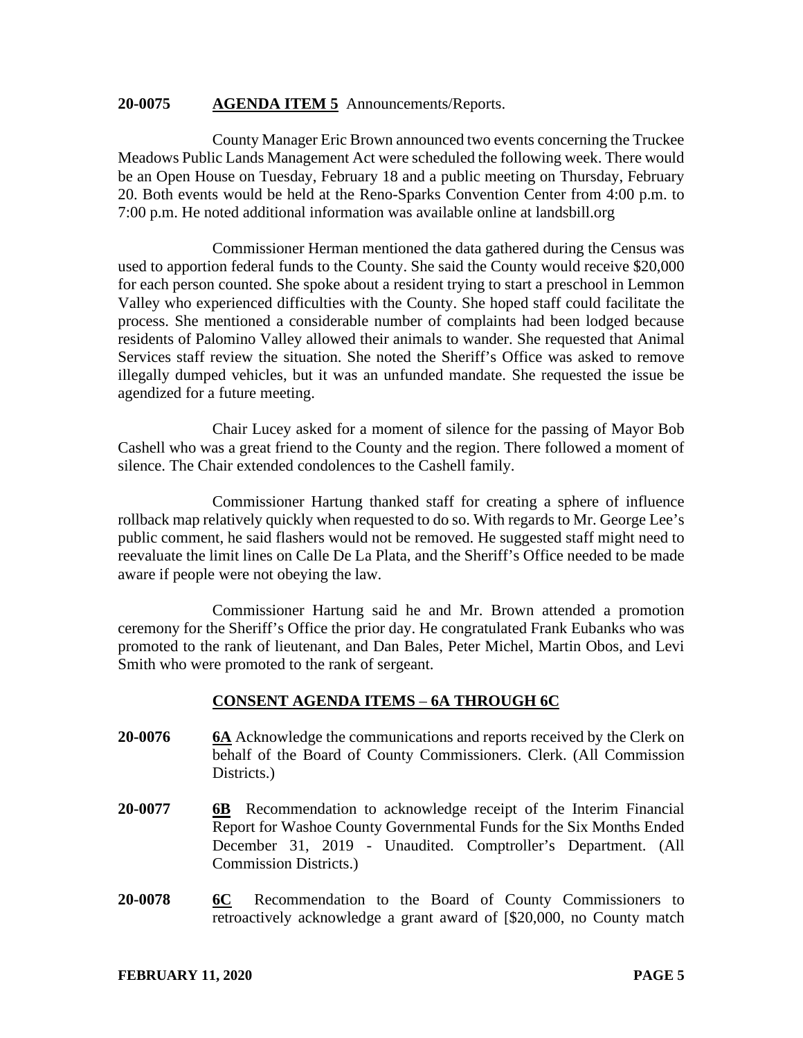**20-0075 AGENDA ITEM 5** Announcements/Reports.

County Manager Eric Brown announced two events concerning the Truckee Meadows Public Lands Management Act were scheduled the following week. There would be an Open House on Tuesday, February 18 and a public meeting on Thursday, February 20. Both events would be held at the Reno-Sparks Convention Center from 4:00 p.m. to 7:00 p.m. He noted additional information was available online at landsbill.org

Commissioner Herman mentioned the data gathered during the Census was used to apportion federal funds to the County. She said the County would receive $20,000 for each person counted. She spoke about a resident trying to start a preschool in Lemmon Valley who experienced difficulties with the County. She hoped staff could facilitate the process. She mentioned a considerable number of complaints had been lodged because residents of Palomino Valley allowed their animals to wander. She requested that Animal Services staff review the situation. She noted the Sheriff's Office was asked to remove illegally dumped vehicles, but it was an unfunded mandate. She requested the issue be agendized for a future meeting.

Chair Lucey asked for a moment of silence for the passing of Mayor Bob Cashell who was a great friend to the County and the region. There followed a moment of silence. The Chair extended condolences to the Cashell family.

Commissioner Hartung thanked staff for creating a sphere of influence rollback map relatively quickly when requested to do so. With regards to Mr. George Lee's public comment, he said flashers would not be removed. He suggested staff might need to reevaluate the limit lines on Calle De La Plata, and the Sheriff's Office needed to be made aware if people were not obeying the law.

Commissioner Hartung said he and Mr. Brown attended a promotion ceremony for the Sheriff's Office the prior day. He congratulated Frank Eubanks who was promoted to the rank of lieutenant, and Dan Bales, Peter Michel, Martin Obos, and Levi Smith who were promoted to the rank of sergeant.

## CONSENT AGENDA ITEMS – 6A THROUGH 6C

**20-0076** **6A** Acknowledge the communications and reports received by the Clerk on behalf of the Board of County Commissioners. Clerk. (All Commission Districts.)

**20-0077** **6B** Recommendation to acknowledge receipt of the Interim Financial Report for Washoe County Governmental Funds for the Six Months Ended December 31, 2019 - Unaudited. Comptroller's Department. (All Commission Districts.)

**20-0078** **6C** Recommendation to the Board of County Commissioners to retroactively acknowledge a grant award of [$20,000, no County match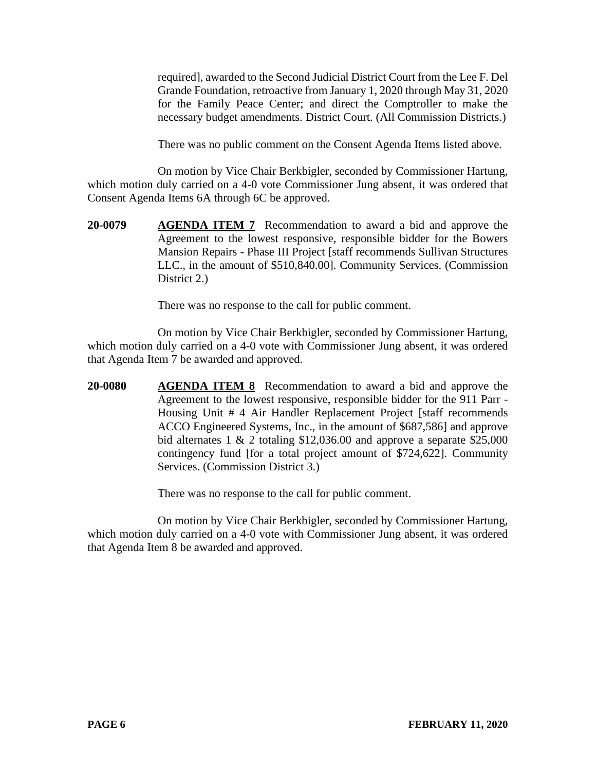required], awarded to the Second Judicial District Court from the Lee F. Del Grande Foundation, retroactive from January 1, 2020 through May 31, 2020 for the Family Peace Center; and direct the Comptroller to make the necessary budget amendments. District Court. (All Commission Districts.)

There was no public comment on the Consent Agenda Items listed above.

On motion by Vice Chair Berkbigler, seconded by Commissioner Hartung, which motion duly carried on a 4-0 vote Commissioner Jung absent, it was ordered that Consent Agenda Items 6A through 6C be approved.

**20-0079** **AGENDA ITEM 7** Recommendation to award a bid and approve the Agreement to the lowest responsive, responsible bidder for the Bowers Mansion Repairs - Phase III Project [staff recommends Sullivan Structures LLC., in the amount of $510,840.00]. Community Services. (Commission District 2.)

There was no response to the call for public comment.

On motion by Vice Chair Berkbigler, seconded by Commissioner Hartung, which motion duly carried on a 4-0 vote with Commissioner Jung absent, it was ordered that Agenda Item 7 be awarded and approved.

**20-0080** **AGENDA ITEM 8** Recommendation to award a bid and approve the Agreement to the lowest responsive, responsible bidder for the 911 Parr - Housing Unit # 4 Air Handler Replacement Project [staff recommends ACCO Engineered Systems, Inc., in the amount of $687,586] and approve bid alternates 1 & 2 totaling $12,036.00 and approve a separate $25,000 contingency fund [for a total project amount of $724,622]. Community Services. (Commission District 3.)

There was no response to the call for public comment.

On motion by Vice Chair Berkbigler, seconded by Commissioner Hartung, which motion duly carried on a 4-0 vote with Commissioner Jung absent, it was ordered that Agenda Item 8 be awarded and approved.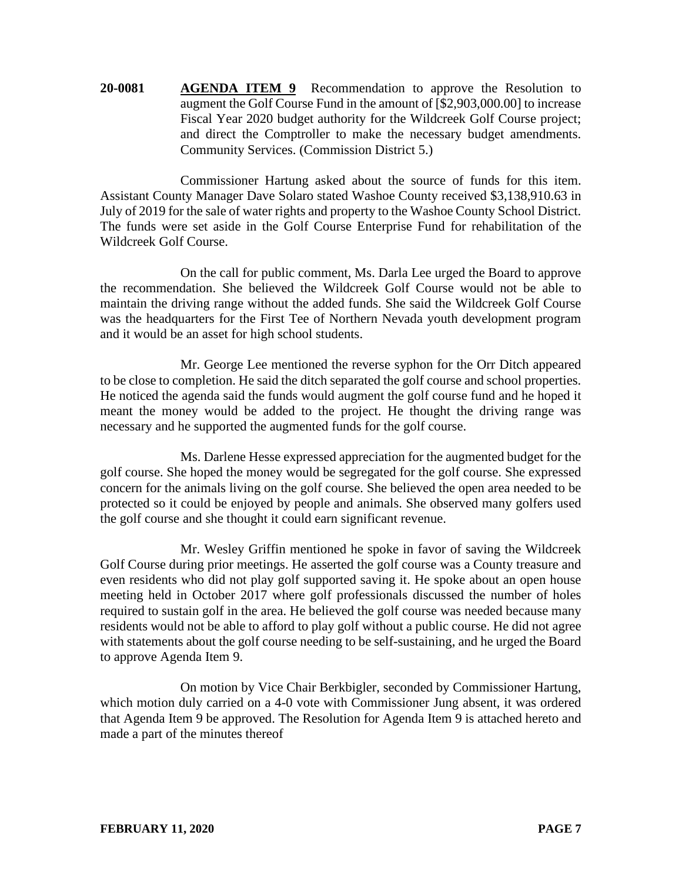**20-0081** **AGENDA ITEM 9** Recommendation to approve the Resolution to augment the Golf Course Fund in the amount of [$2,903,000.00] to increase Fiscal Year 2020 budget authority for the Wildcreek Golf Course project; and direct the Comptroller to make the necessary budget amendments. Community Services. (Commission District 5.)

Commissioner Hartung asked about the source of funds for this item. Assistant County Manager Dave Solaro stated Washoe County received $3,138,910.63 in July of 2019 for the sale of water rights and property to the Washoe County School District. The funds were set aside in the Golf Course Enterprise Fund for rehabilitation of the Wildcreek Golf Course.

On the call for public comment, Ms. Darla Lee urged the Board to approve the recommendation. She believed the Wildcreek Golf Course would not be able to maintain the driving range without the added funds. She said the Wildcreek Golf Course was the headquarters for the First Tee of Northern Nevada youth development program and it would be an asset for high school students.

Mr. George Lee mentioned the reverse syphon for the Orr Ditch appeared to be close to completion. He said the ditch separated the golf course and school properties. He noticed the agenda said the funds would augment the golf course fund and he hoped it meant the money would be added to the project. He thought the driving range was necessary and he supported the augmented funds for the golf course.

Ms. Darlene Hesse expressed appreciation for the augmented budget for the golf course. She hoped the money would be segregated for the golf course. She expressed concern for the animals living on the golf course. She believed the open area needed to be protected so it could be enjoyed by people and animals. She observed many golfers used the golf course and she thought it could earn significant revenue.

Mr. Wesley Griffin mentioned he spoke in favor of saving the Wildcreek Golf Course during prior meetings. He asserted the golf course was a County treasure and even residents who did not play golf supported saving it. He spoke about an open house meeting held in October 2017 where golf professionals discussed the number of holes required to sustain golf in the area. He believed the golf course was needed because many residents would not be able to afford to play golf without a public course. He did not agree with statements about the golf course needing to be self-sustaining, and he urged the Board to approve Agenda Item 9.

On motion by Vice Chair Berkbigler, seconded by Commissioner Hartung, which motion duly carried on a 4-0 vote with Commissioner Jung absent, it was ordered that Agenda Item 9 be approved. The Resolution for Agenda Item 9 is attached hereto and made a part of the minutes thereof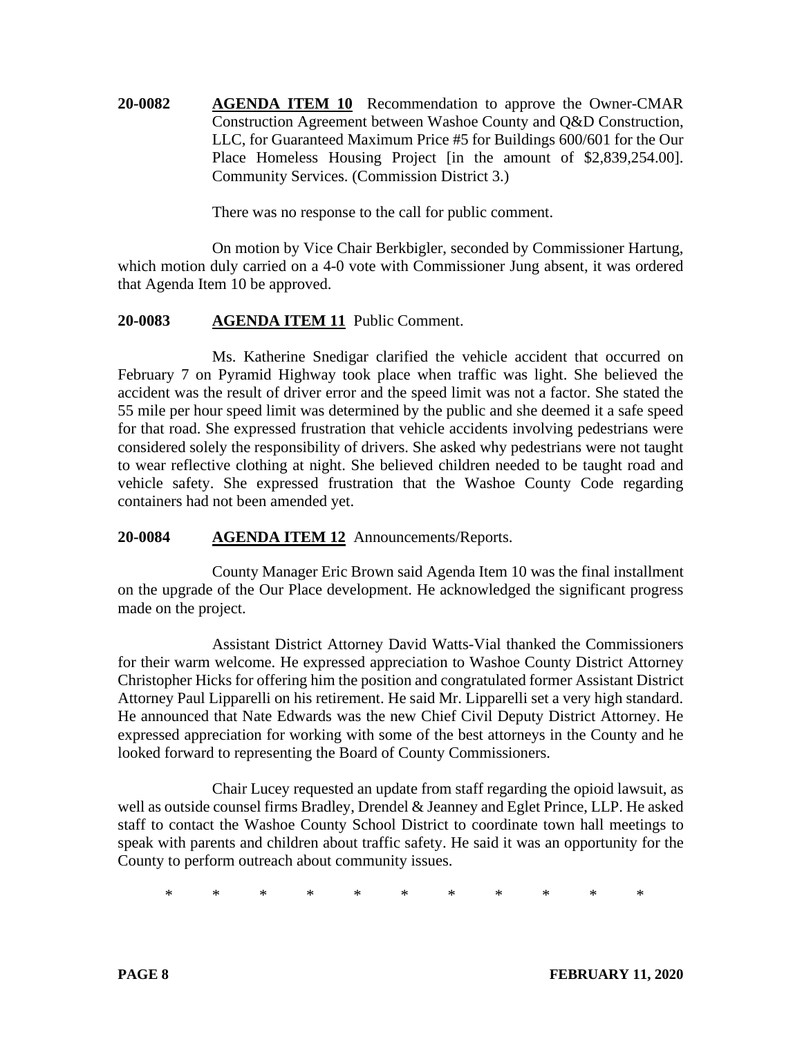**20-0082** **AGENDA ITEM 10** Recommendation to approve the Owner-CMAR Construction Agreement between Washoe County and Q&D Construction, LLC, for Guaranteed Maximum Price #5 for Buildings 600/601 for the Our Place Homeless Housing Project [in the amount of $2,839,254.00]. Community Services. (Commission District 3.)

There was no response to the call for public comment.

On motion by Vice Chair Berkbigler, seconded by Commissioner Hartung, which motion duly carried on a 4-0 vote with Commissioner Jung absent, it was ordered that Agenda Item 10 be approved.

**20-0083** **AGENDA ITEM 11** Public Comment.

Ms. Katherine Snedigar clarified the vehicle accident that occurred on February 7 on Pyramid Highway took place when traffic was light. She believed the accident was the result of driver error and the speed limit was not a factor. She stated the 55 mile per hour speed limit was determined by the public and she deemed it a safe speed for that road. She expressed frustration that vehicle accidents involving pedestrians were considered solely the responsibility of drivers. She asked why pedestrians were not taught to wear reflective clothing at night. She believed children needed to be taught road and vehicle safety. She expressed frustration that the Washoe County Code regarding containers had not been amended yet.

**20-0084** **AGENDA ITEM 12** Announcements/Reports.

County Manager Eric Brown said Agenda Item 10 was the final installment on the upgrade of the Our Place development. He acknowledged the significant progress made on the project.

Assistant District Attorney David Watts-Vial thanked the Commissioners for their warm welcome. He expressed appreciation to Washoe County District Attorney Christopher Hicks for offering him the position and congratulated former Assistant District Attorney Paul Lipparelli on his retirement. He said Mr. Lipparelli set a very high standard. He announced that Nate Edwards was the new Chief Civil Deputy District Attorney. He expressed appreciation for working with some of the best attorneys in the County and he looked forward to representing the Board of County Commissioners.

Chair Lucey requested an update from staff regarding the opioid lawsuit, as well as outside counsel firms Bradley, Drendel & Jeanney and Eglet Prince, LLP. He asked staff to contact the Washoe County School District to coordinate town hall meetings to speak with parents and children about traffic safety. He said it was an opportunity for the County to perform outreach about community issues.

\* \* \* \* \* \* \* \* \* \* \*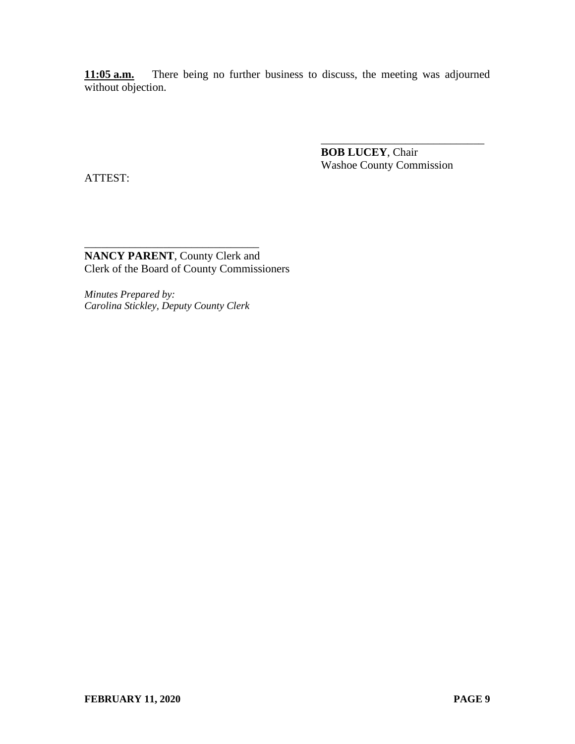**11:05 a.m.** There being no further business to discuss, the meeting was adjourned without objection.

\_\_\_\_\_\_\_\_\_\_\_\_\_\_\_\_\_\_\_\_\_\_\_\_\_\_\_\_\_\_
**BOB LUCEY**, Chair
Washoe County Commission

ATTEST:

\_\_\_\_\_\_\_\_\_\_\_\_\_\_\_\_\_\_\_\_\_\_\_\_\_\_\_\_\_\_
**NANCY PARENT**, County Clerk and
Clerk of the Board of County Commissioners

*Minutes Prepared by:*
*Carolina Stickley, Deputy County Clerk*